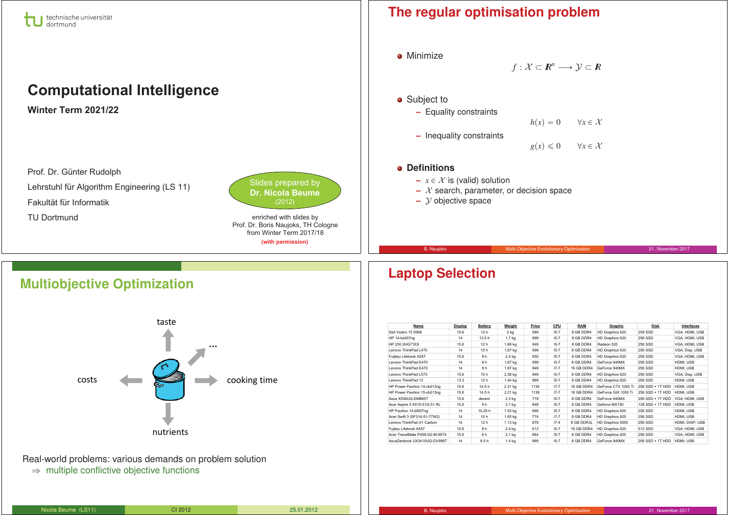technische universität dortmund

# Computational Intelligence

**Winter Term 2021/22**

Prof. Dr. Günter Rudolph

Lehrstuhl für Algorithm Engineering (LS 11)

Fakultät für Informatik

TU Dortmund

Slides prepared by **Dr. Nicola Beume** (2012)

enriched with slides by Prof. Dr. Boris Naujoks, TH Cologne from Winter Term 2017/18 **(with permission)**

---

# The regular optimisation problem

- Minimize

$$f : \mathcal{X} \subset \mathbb{R}^n \longrightarrow \mathcal{Y} \subset \mathbb{R}$$

- Subject to
  - Equality constraints

$$h(x) = 0 \qquad \forall x \in \mathcal{X}$$

  - Inequality constraints

$$g(x) \leqslant 0 \qquad \forall x \in \mathcal{X}$$

- **Definitions**
  - $x \in \mathcal{X}$ is (valid) solution
  - $\mathcal{X}$ search, parameter, or decision space
  - $\mathcal{Y}$ objective space

---

# Multiobjective Optimization

taste

...

costs

cooking time

nutrients

Real-world problems: various demands on problem solution

$\Rightarrow$ multiple conflictive objective functions

---

# Laptop Selection

| Name | Display | Battery | Weight | Price | CPU | RAM | Graphic | Disk | Interfaces |
|---|---|---|---|---|---|---|---|---|---|
| Dell Vostro 15 5568 | 15.6 | 12 h | 2 kg | 689 | I5-7 | 8 GB DDR4 | HD Graphics 620 | 256 SSD | VGA, HDMI, USB |
| HP 14-bs007ng | 14 | 12.5 h | 1.7 kg | 699 | I5-7 | 8 GB DDR4 | HD Graphics 620 | 256 SSD | VGA, HDMI, USB |
| HP 250 2HG71ES | 15.6 | 12 h | 1.86 kg | 649 | I5-7 | 8 GB DDR4 | Radeon 520 | 256 SSD | VGA, HDMI, USB |
| Lenovo ThinkPad L470 | 14 | 10 h | 1.87 kg | 699 | I5-7 | 8 GB DDR4 | HD Graphics 620 | 256 SSD | VGA, Disp, USB |
| Fujitsu Lifebook A557 | 15.6 | 8 h | 2.4 kg | 650 | I5-7 | 8 GB DDR4 | HD Graphics 620 | 256 SSD | VGA, HDMI, USB |
| Levono ThinkPad E470 | 14 | 8 h | 1.87 kg | 699 | I5-7 | 8 GB DDR4 | GeForce 940MX | 256 SSD | HDMI, USB |
| Levono ThinkPad E470 | 14 | 8 h | 1.87 kg | 849 | I7-7 | 16 GB DDR4 | GeForce 940MX | 256 SSD | HDMI, USB |
| Lenovo ThinkPad L570 | 15.6 | 10 h | 2.38 kg | 849 | I5-7 | 8 GB DDR4 | HD Graphics 620 | 256 SSD | VGA; Disp, USB |
| Lenovo ThinkPad 13 | 13.3 | 12 h | 1.44 kg | 869 | I5-7 | 8 GB DDR4 | HD Graphics 620 | 256 SSD | HDMI, USB |
| HP Power Pavilion 14-cb013ng | 15.6 | 14.5 h | 2.21 kg | 1139 | I7-7 | 16 GB DDR4 | GeForce CTX 1050 Ti | 256 SSD + 1T HDD | HDMI, USB |
| HP Power Pavilion 15-cb013ng | 15.6 | 14.5 h | 2.21 kg | 1139 | I7-7 | 16 GB DDR4 | GeForce GtX 1050 Ti | 256 SSD + 1T HDD | HDMI, USB |
| Asus X556UQ-DM885T | 15.6 | decent | 2.3 kg | 719 | I5-7 | 8 GB DDR4 | GeForce 940MX | 256 SSD + 1T HDD | VGA; HDMI; USB |
| Acer Aspire 5 A515-51G-51 RL | 15.6 | 9 h | 2.1 kg | 849 | I5-7 | 8 GB DDR4 | Geforce MX150 | 128 SSD + 1T HDD | HDMI; USB |
| HP Pavilion 14-bf007ng | 14 | 10.25 h | 1.53 kg | 666 | I5-7 | 8 GB DDR4 | HD Graphics 620 | 256 SSD | HDMI; USB |
| Acer Swift 3 (SF314-51-77W2) | 14 | 10 h | 1.65 kg | 774 | I7-7 | 8 GB DDR4 | HD Graphics 620 | 256 SSD | HDMI; USB |
| Lenovo ThinkPad X1 Carbon | 14 | 12 h | 1.13 kg | 879 | I7-4 | 8 GB DDR3L | HD Graphics 5000 | 256 SSD | HDMI; DISP; USB |
| Fujitsu Lifebook A557 | 15.6 | 8 h | 2.4 kg | 613 | I5-7 | 16 GB DDR4 | HD Graphics 620 | 512 SSD | VGA; HDMI; USB |
| Acer TravelMate P459-G2-M-56T4 | 15.6 | 8 h | 2.1 kg | 694 | I5-7 | 8 GB DDR4 | HD Graphics 620 | 256 SSD | VGA; HDMI; USB |
| AsusZenbook UX3410UQ-GV999T | 14 | 8.5 h | 1.4 kg | 999 | I5-7 | 8 GB DDR4 | GeForce 940MX | 256 SSD + 1T HDD | HDMI; USB |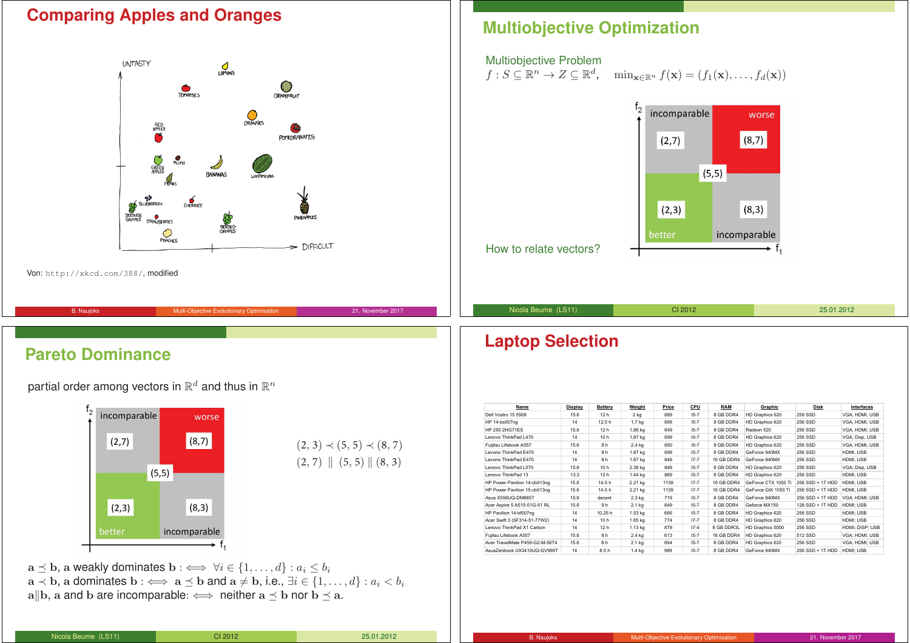# Comparing Apples and Oranges

UNTASTY

LEMONS, TOMATOES, GRAPEFRUIT, ORANGES, RED APPLES, POMEGRANATES, GREEN APPLES, PLUMS, BANANAS, WATERMELONS, PEARS, BLUEBERRIES, CHERRIES, SEEDLESS GRAPES, STRAWBERRIES, SEEDED GRAPES, PINEAPPLES, PEACHES

DIFFICULT

Von: `http://xkcd.com/388/`, modified

# Multiobjective Optimization

Multiobjective Problem

$f : S \subseteq \mathbb{R}^n \rightarrow Z \subseteq \mathbb{R}^d, \quad \min_{\mathbf{x} \in \mathbb{R}^n} f(\mathbf{x}) = (f_1(\mathbf{x}), \ldots, f_d(\mathbf{x}))$

$f_2$ — incomparable (2,7) | worse (8,7) | (5,5) | better (2,3) | incomparable (8,3) — $f_1$

How to relate vectors?

# Pareto Dominance

partial order among vectors in $\mathbb{R}^d$ and thus in $\mathbb{R}^n$

$f_2$ — incomparable (2,7) | worse (8,7) | (5,5) | better (2,3) | incomparable (8,3) — $f_1$

$$(2,3) \prec (5,5) \prec (8,7)$$
$$(2,7) \parallel (5,5) \parallel (8,3)$$

$\mathbf{a} \preceq \mathbf{b}$, $\mathbf{a}$ weakly dominates $\mathbf{b}$ : $\iff \forall i \in \{1, \ldots, d\} : a_i \leq b_i$

$\mathbf{a} \prec \mathbf{b}$, $\mathbf{a}$ dominates $\mathbf{b}$ : $\iff \mathbf{a} \preceq \mathbf{b}$ and $\mathbf{a} \neq \mathbf{b}$, i.e., $\exists i \in \{1, \ldots, d\} : a_i < b_i$

$\mathbf{a} \| \mathbf{b}$, $\mathbf{a}$ and $\mathbf{b}$ are incomparable: $\iff$ neither $\mathbf{a} \preceq \mathbf{b}$ nor $\mathbf{b} \preceq \mathbf{a}$.

# Laptop Selection

| Name | Display | Battery | Weight | Price | CPU | RAM | Graphic | Disk | Interfaces |
|---|---|---|---|---|---|---|---|---|---|
| Dell Vostro 15 5568 | 15.6 | 12 h | 2 kg | 689 | I5-7 | 8 GB DDR4 | HD Graphics 620 | 256 SSD | VGA, HDMI, USB |
| HP 14-bs007ng | 14 | 12.5 h | 1,7 kg | 699 | I5-7 | 8 GB DDR4 | HD Graphics 620 | 256 SSD | VGA, HDMI, USB |
| HP 250 2HG71ES | 15.6 | 12 h | 1,86 kg | 649 | I5-7 | 8 GB DDR4 | Radeon 520 | 256 SSD | VGA, HDMI, USB |
| Lenovo ThinkPad L470 | 14 | 10 h | 1,87 kg | 699 | I5-7 | 8 GB DDR4 | HD Graphics 620 | 256 SSD | VGA, Disp, USB |
| Fujitsu Lifebook A557 | 15.6 | 8 h | 2,4 kg | 650 | I5-7 | 8 GB DDR4 | HD Graphics 620 | 256 SSD | VGA, HDMI, USB |
| Levono ThinkPad E470 | 14 | 8 h | 1.87 kg | 699 | I5-7 | 8 GB DDR4 | GeForce 940MX | 256 SSD | HDMI, USB |
| Levono ThinkPad E470 | 14 | 8 h | 1.87 kg | 849 | I7-7 | 16 GB DDR4 | GeForce 940MX | 256 SSD | HDMI, USB |
| Lenovo ThinkPad L570 | 15.6 | 10 h | 2.38 kg | 849 | I5-7 | 8 GB DDR4 | HD Graphics 620 | 256 SSD | VGA; Disp, USB |
| Lenovo ThinkPad 13 | 13.3 | 12 h | 1.44 kg | 869 | I5-7 | 8 GB DDR4 | HD Graphics 620 | 256 SSD | HDMI, USB |
| HP Power Pavilion 14-cb013ng | 15.6 | 14.5 h | 2.21 kg | 1139 | I7-7 | 16 GB DDR4 | GeForce CTX 1050 Ti | 256 SSD + 1T HDD | HDMI, USB |
| HP Power Pavilion 15-cb013ng | 15.6 | 14.5 h | 2.21 kg | 1139 | I7-7 | 16 GB DDR4 | GeForce GtX 1050 Ti | 256 SSD + 1T HDD | HDMI, USB |
| Asus X556UQ-DM885T | 15.6 | decent | 2.3 kg | 719 | I5-7 | 8 GB DDR4 | GeForce 940MX | 256 SSD + 1T HDD | VGA; HDMI; USB |
| Acer Aspire 5 A515-51G-51 RL | 15.6 | 9 h | 2.1 kg | 849 | I5-7 | 8 GB DDR4 | Geforce MX150 | 128 SSD + 1T HDD | HDMI; USB |
| HP Pavilion 14-bf007ng | 14 | 10.25 h | 1.53 kg | 666 | I5-7 | 8 GB DDR4 | HD Graphics 620 | 256 SSD | HDMI; USB |
| Acer Swift 3 (SF314-51-77W2) | 14 | 10 h | 1.65 kg | 774 | I7-7 | 8 GB DDR4 | HD Graphics 620 | 256 SSD | HDMI; USB |
| Lenovo ThinkPad X1 Carbon | 14 | 12 h | 1.13 kg | 879 | I7-4 | 8 GB DDR3L | HD Graphics 5000 | 256 SSD | HDMI; DISP; USB |
| Fujitsu Lifebook A557 | 15.6 | 8 h | 2.4 kg | 613 | I5-7 | 16 GB DDR4 | HD Graphics 620 | 512 SSD | VGA; HDMI; USB |
| Acer TravelMate P459-G2-M-56T4 | 15.6 | 8 h | 2.1 kg | 694 | I5-7 | 8 GB DDR4 | HD Graphics 620 | 256 SSD | VGA; HDMI; USB |
| AsusZenbook UX3410UQ-GV099T | 14 | 8.5 h | 1.4 kg | 999 | I5-7 | 8 GB DDR4 | GeForce 940MX | 256 SSD + 1T HDD | HDMI; USB |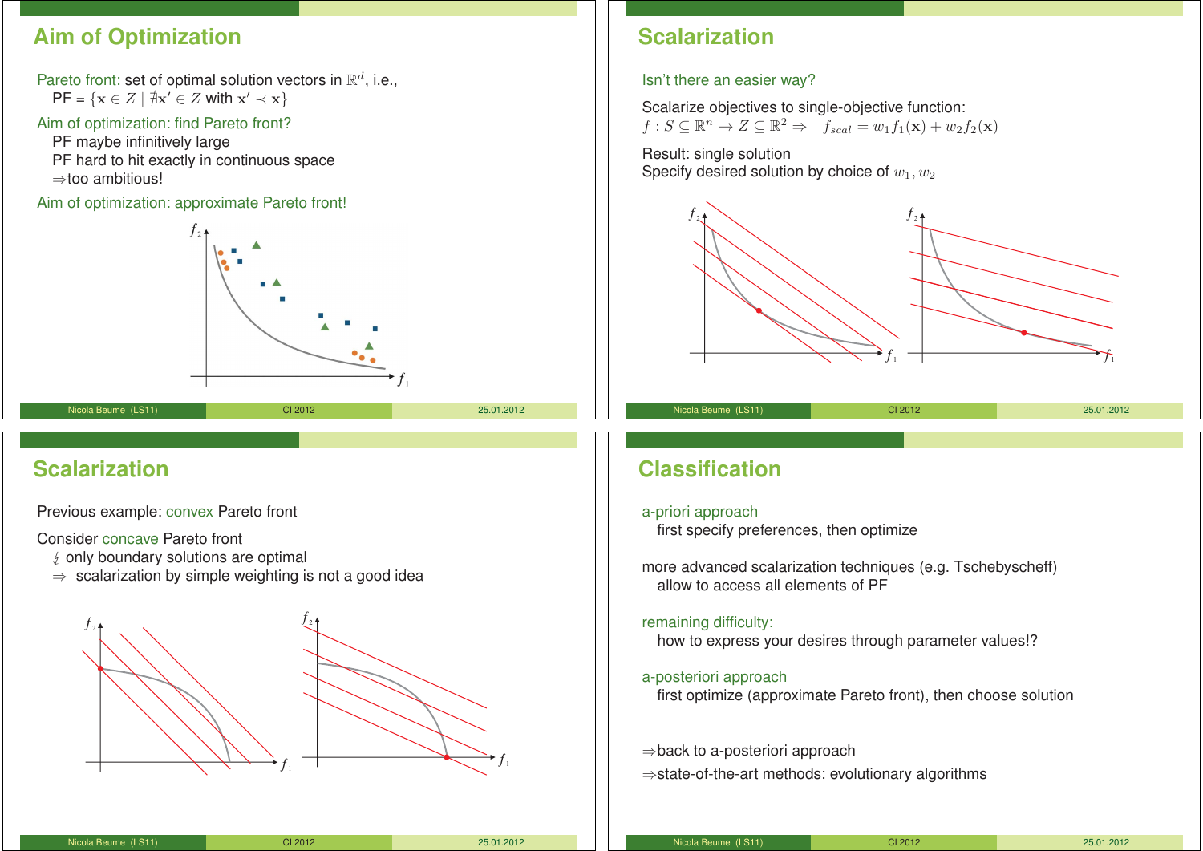## Aim of Optimization

Pareto front: set of optimal solution vectors in $\mathbb{R}^d$, i.e.,

PF = $\{\mathbf{x} \in Z \mid \nexists \mathbf{x}' \in Z \text{ with } \mathbf{x}' \prec \mathbf{x}\}$

Aim of optimization: find Pareto front?

- PF maybe infinitively large
- PF hard to hit exactly in continuous space
- $\Rightarrow$too ambitious!

Aim of optimization: approximate Pareto front!

## Scalarization

Isn't there an easier way?

Scalarize objectives to single-objective function:

$f : S \subseteq \mathbb{R}^n \to Z \subseteq \mathbb{R}^2 \Rightarrow \quad f_{scal} = w_1 f_1(\mathbf{x}) + w_2 f_2(\mathbf{x})$

Result: single solution

Specify desired solution by choice of $w_1, w_2$

## Scalarization

Previous example: convex Pareto front

Consider concave Pareto front

- $\lightning$ only boundary solutions are optimal
- $\Rightarrow$ scalarization by simple weighting is not a good idea

## Classification

a-priori approach

- first specify preferences, then optimize

more advanced scalarization techniques (e.g. Tschebyscheff)

- allow to access all elements of PF

remaining difficulty:

- how to express your desires through parameter values!?

a-posteriori approach

- first optimize (approximate Pareto front), then choose solution

$\Rightarrow$back to a-posteriori approach

$\Rightarrow$state-of-the-art methods: evolutionary algorithms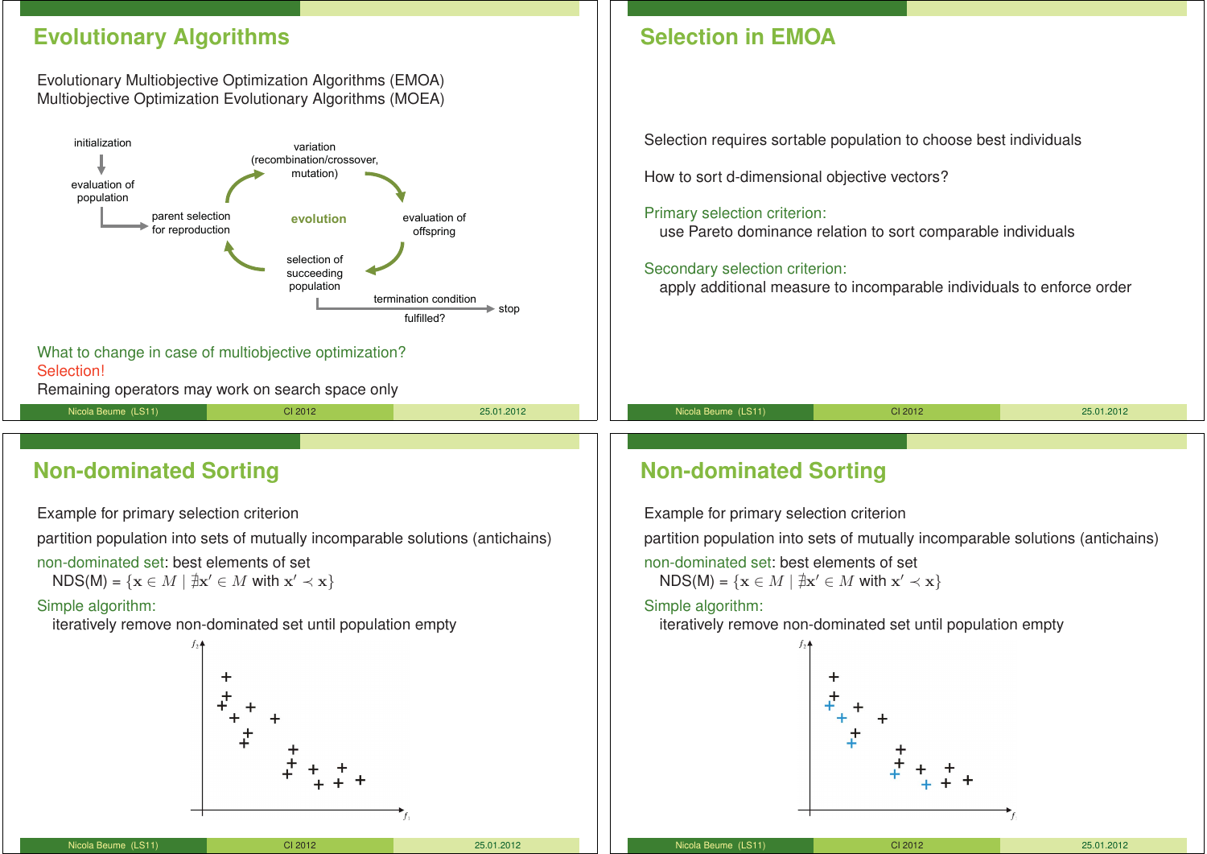## Evolutionary Algorithms

Evolutionary Multiobjective Optimization Algorithms (EMOA)
Multiobjective Optimization Evolutionary Algorithms (MOEA)

initialization → evaluation of population → parent selection for reproduction → variation (recombination/crossover, mutation) → evaluation of offspring → selection of succeeding population → termination condition fulfilled? → stop

evolution

What to change in case of multiobjective optimization?
Selection!
Remaining operators may work on search space only

## Selection in EMOA

Selection requires sortable population to choose best individuals

How to sort d-dimensional objective vectors?

Primary selection criterion:
use Pareto dominance relation to sort comparable individuals

Secondary selection criterion:
apply additional measure to incomparable individuals to enforce order

## Non-dominated Sorting

Example for primary selection criterion

partition population into sets of mutually incomparable solutions (antichains)

non-dominated set: best elements of set
NDS(M) = $\{\mathbf{x} \in M \mid \nexists \mathbf{x}' \in M \text{ with } \mathbf{x}' \prec \mathbf{x}\}$

Simple algorithm:
iteratively remove non-dominated set until population empty

## Non-dominated Sorting

Example for primary selection criterion

partition population into sets of mutually incomparable solutions (antichains)

non-dominated set: best elements of set
NDS(M) = $\{\mathbf{x} \in M \mid \nexists \mathbf{x}' \in M \text{ with } \mathbf{x}' \prec \mathbf{x}\}$

Simple algorithm:
iteratively remove non-dominated set until population empty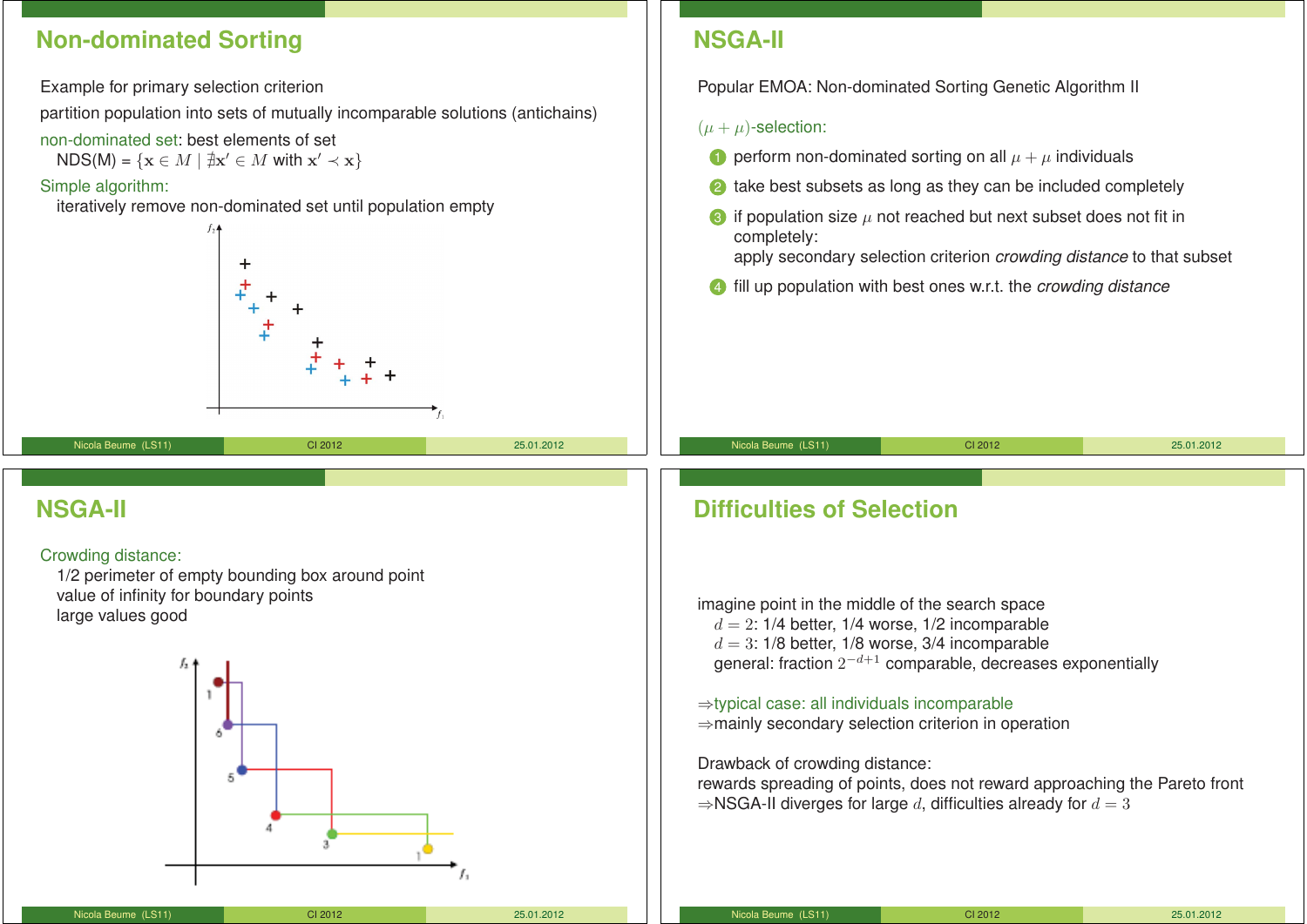## Non-dominated Sorting

Example for primary selection criterion

partition population into sets of mutually incomparable solutions (antichains)

non-dominated set: best elements of set

NDS(M) = $\{\mathbf{x} \in M \mid \nexists \mathbf{x}' \in M \text{ with } \mathbf{x}' \prec \mathbf{x}\}$

Simple algorithm:

iteratively remove non-dominated set until population empty

## NSGA-II

Popular EMOA: Non-dominated Sorting Genetic Algorithm II

$(\mu + \mu)$-selection:

1. perform non-dominated sorting on all $\mu + \mu$ individuals
2. take best subsets as long as they can be included completely
3. if population size $\mu$ not reached but next subset does not fit in completely:
   apply secondary selection criterion *crowding distance* to that subset
4. fill up population with best ones w.r.t. the *crowding distance*

## NSGA-II

Crowding distance:

1/2 perimeter of empty bounding box around point
value of infinity for boundary points
large values good

## Difficulties of Selection

imagine point in the middle of the search space

$d = 2$: 1/4 better, 1/4 worse, 1/2 incomparable
$d = 3$: 1/8 better, 1/8 worse, 3/4 incomparable
general: fraction $2^{-d+1}$ comparable, decreases exponentially

⇒typical case: all individuals incomparable
⇒mainly secondary selection criterion in operation

Drawback of crowding distance:
rewards spreading of points, does not reward approaching the Pareto front
⇒NSGA-II diverges for large $d$, difficulties already for $d = 3$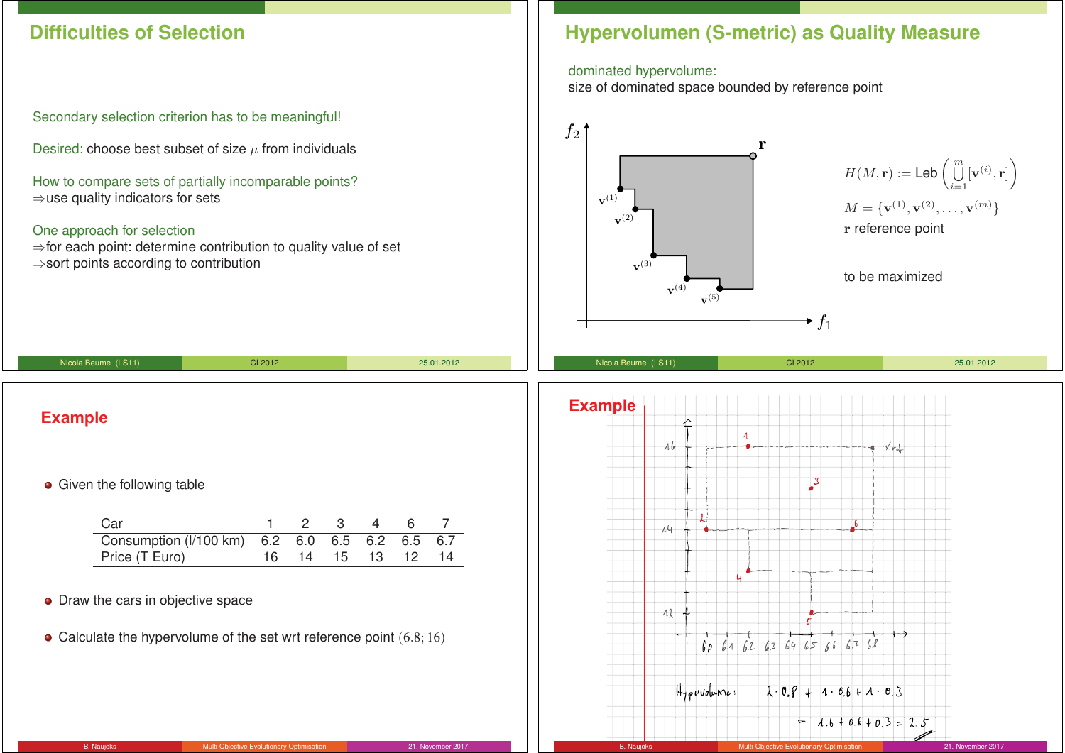## Difficulties of Selection

Secondary selection criterion has to be meaningful!

Desired: choose best subset of size $\mu$ from individuals

How to compare sets of partially incomparable points?
⇒use quality indicators for sets

One approach for selection
⇒for each point: determine contribution to quality value of set
⇒sort points according to contribution

## Hypervolumen (S-metric) as Quality Measure

dominated hypervolume:
size of dominated space bounded by reference point

$$H(M, \mathbf{r}) := \text{Leb}\left(\bigcup_{i=1}^{m} [\mathbf{v}^{(i)}, \mathbf{r}]\right)$$

$$M = \{\mathbf{v}^{(1)}, \mathbf{v}^{(2)}, \ldots, \mathbf{v}^{(m)}\}$$

$\mathbf{r}$ reference point

to be maximized

## Example

- Given the following table

| Car | 1 | 2 | 3 | 4 | 6 | 7 |
|---|---|---|---|---|---|---|
| Consumption (l/100 km) | 6.2 | 6.0 | 6.5 | 6.2 | 6.5 | 6.7 |
| Price (T Euro) | 16 | 14 | 15 | 13 | 12 | 14 |

- Draw the cars in objective space
- Calculate the hypervolume of the set wrt reference point $(6.8; 16)$

## Example

Hypervolume: $2 \cdot 0.8 + 1 \cdot 0.6 + 1 \cdot 0.3$

$= 1.6 + 0.6 + 0.3 = 2.5$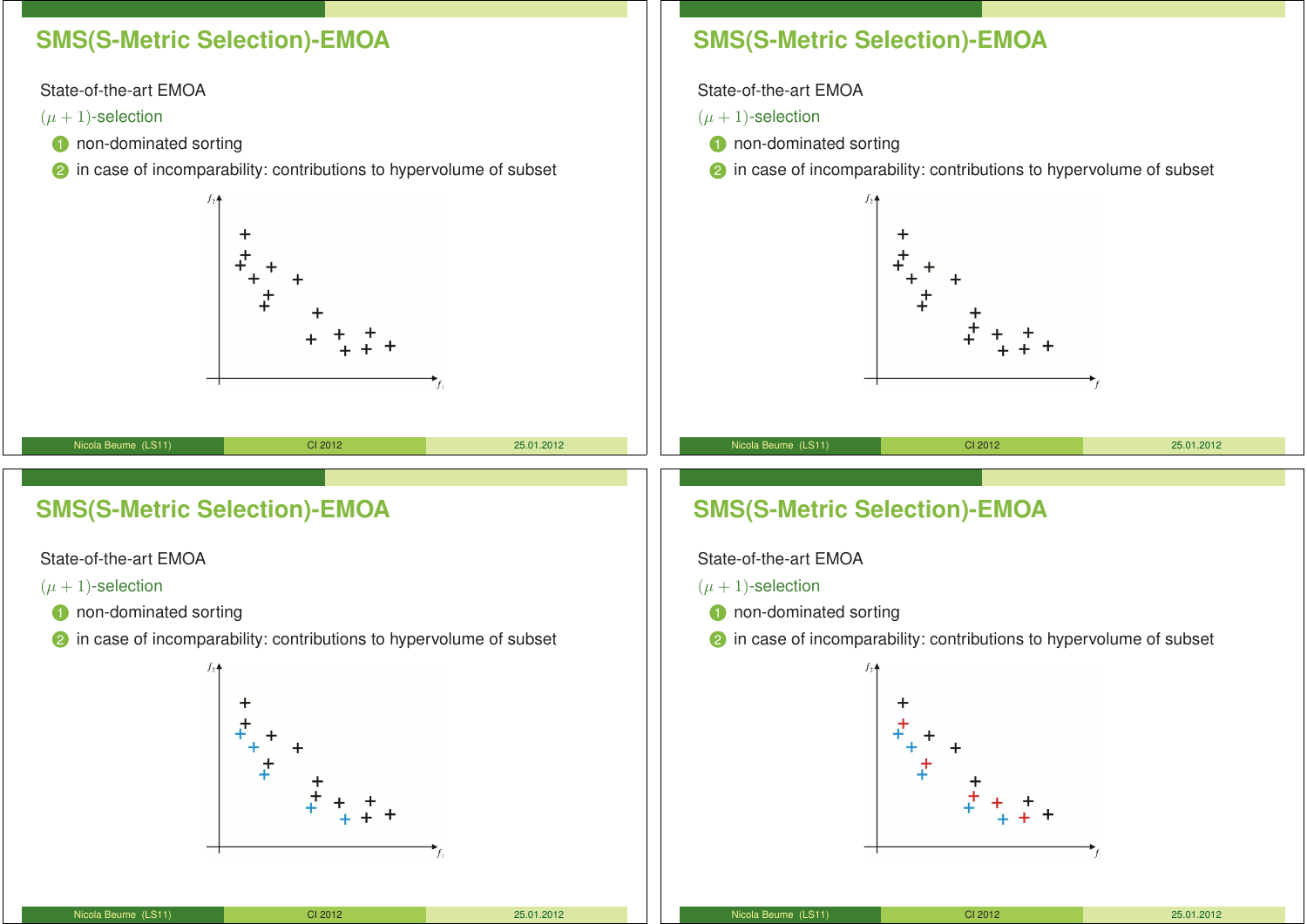## SMS(S-Metric Selection)-EMOA

State-of-the-art EMOA

$(\mu + 1)$-selection

1. non-dominated sorting
2. in case of incomparability: contributions to hypervolume of subset

## SMS(S-Metric Selection)-EMOA

State-of-the-art EMOA

$(\mu + 1)$-selection

1. non-dominated sorting
2. in case of incomparability: contributions to hypervolume of subset

## SMS(S-Metric Selection)-EMOA

State-of-the-art EMOA

$(\mu + 1)$-selection

1. non-dominated sorting
2. in case of incomparability: contributions to hypervolume of subset

## SMS(S-Metric Selection)-EMOA

State-of-the-art EMOA

$(\mu + 1)$-selection

1. non-dominated sorting
2. in case of incomparability: contributions to hypervolume of subset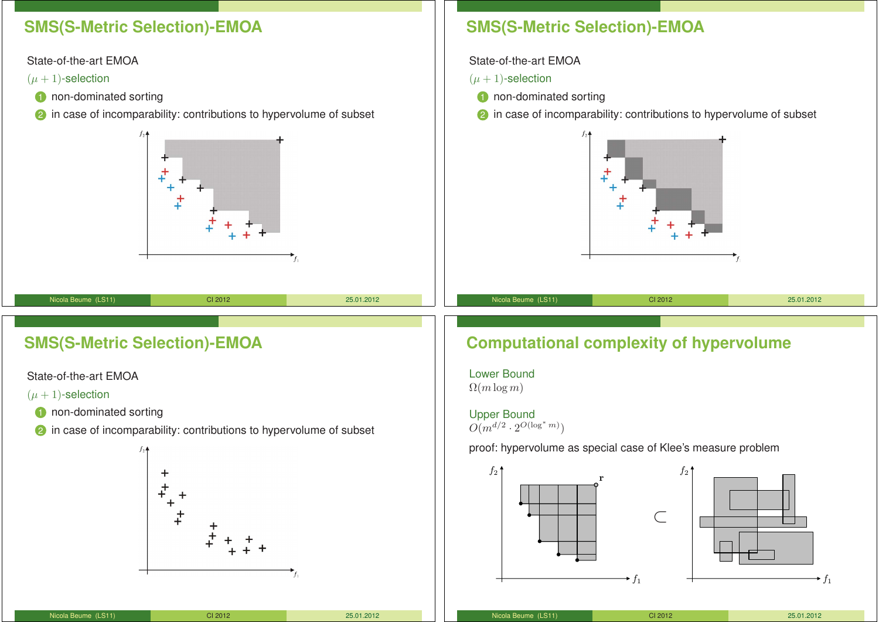## SMS(S-Metric Selection)-EMOA

State-of-the-art EMOA

$(\mu + 1)$-selection

1. non-dominated sorting
2. in case of incomparability: contributions to hypervolume of subset

## SMS(S-Metric Selection)-EMOA

State-of-the-art EMOA

$(\mu + 1)$-selection

1. non-dominated sorting
2. in case of incomparability: contributions to hypervolume of subset

## SMS(S-Metric Selection)-EMOA

State-of-the-art EMOA

$(\mu + 1)$-selection

1. non-dominated sorting
2. in case of incomparability: contributions to hypervolume of subset

## Computational complexity of hypervolume

Lower Bound

$\Omega(m \log m)$

Upper Bound

$O(m^{d/2} \cdot 2^{O(\log^* m)})$

proof: hypervolume as special case of Klee's measure problem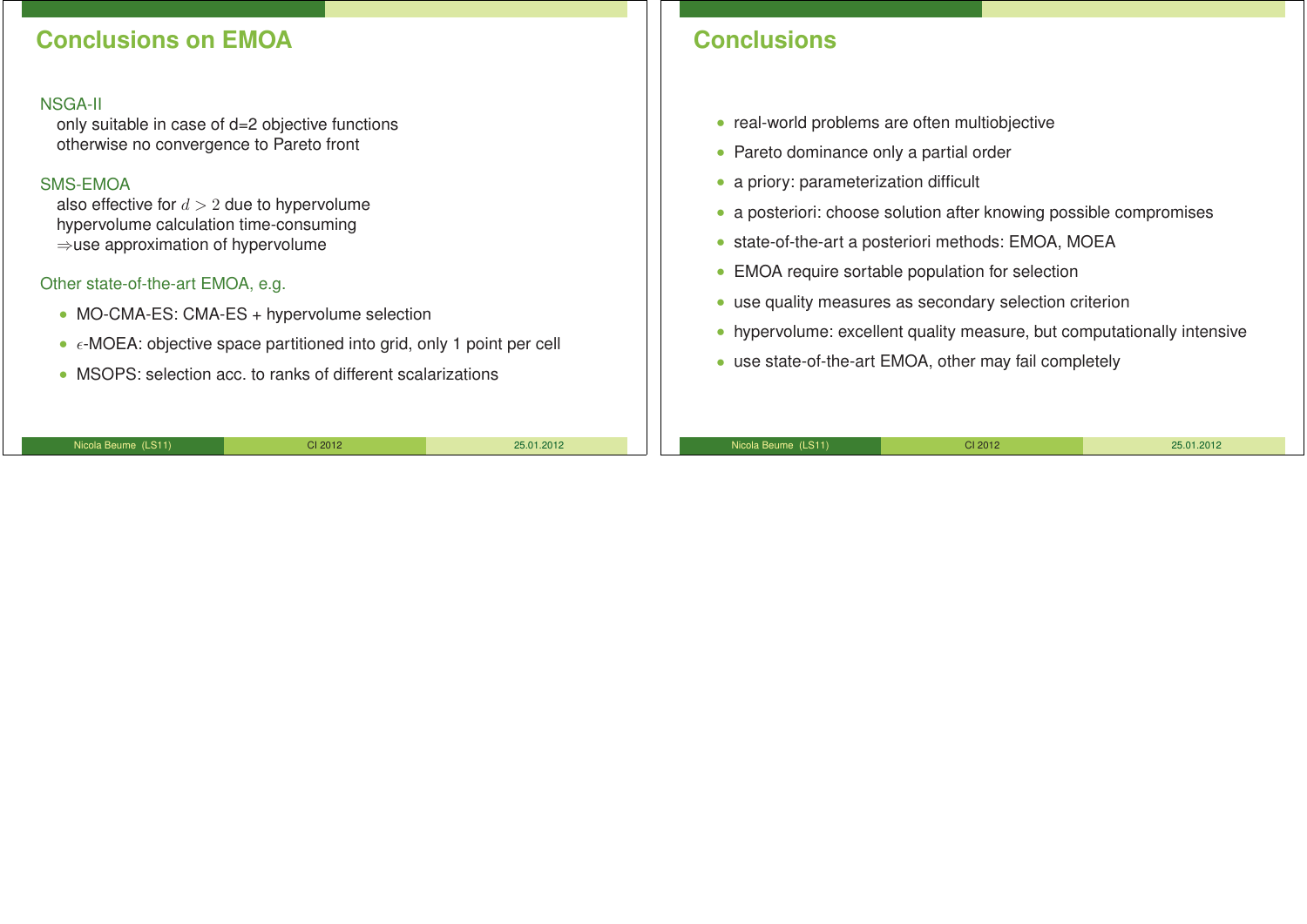## Conclusions on EMOA

NSGA-II

only suitable in case of d=2 objective functions
otherwise no convergence to Pareto front

SMS-EMOA

also effective for $d > 2$ due to hypervolume
hypervolume calculation time-consuming
$\Rightarrow$use approximation of hypervolume

Other state-of-the-art EMOA, e.g.

- MO-CMA-ES: CMA-ES + hypervolume selection
- $\epsilon$-MOEA: objective space partitioned into grid, only 1 point per cell
- MSOPS: selection acc. to ranks of different scalarizations

## Conclusions

- real-world problems are often multiobjective
- Pareto dominance only a partial order
- a priory: parameterization difficult
- a posteriori: choose solution after knowing possible compromises
- state-of-the-art a posteriori methods: EMOA, MOEA
- EMOA require sortable population for selection
- use quality measures as secondary selection criterion
- hypervolume: excellent quality measure, but computationally intensive
- use state-of-the-art EMOA, other may fail completely